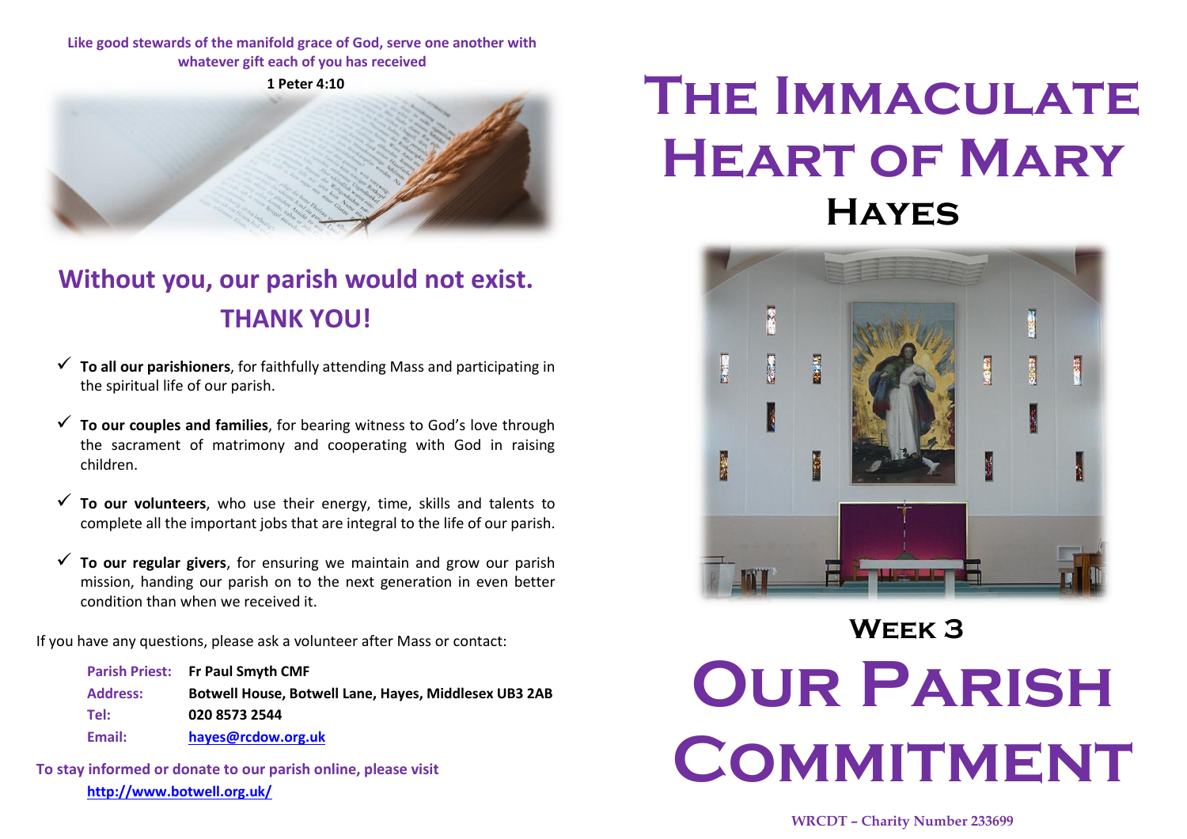**Like good stewards of the manifold grace of God, serve one another with whatever gift each of you has received**

**1 Peter 4:10**

## Without you, our parish would not exist. THANK YOU!

- ✓ **To all our parishioners**, for faithfully attending Mass and participating in the spiritual life of our parish.
- ✓ **To our couples and families**, for bearing witness to God's love through the sacrament of matrimony and cooperating with God in raising children.
- ✓ **To our volunteers**, who use their energy, time, skills and talents to complete all the important jobs that are integral to the life of our parish.
- ✓ **To our regular givers**, for ensuring we maintain and grow our parish mission, handing our parish on to the next generation in even better condition than when we received it.

If you have any questions, please ask a volunteer after Mass or contact:

| | |
|---|---|
| Parish Priest: | **Fr Paul Smyth CMF** |
| Address: | **Botwell House, Botwell Lane, Hayes, Middlesex UB3 2AB** |
| Tel: | **020 8573 2544** |
| Email: | **hayes@rcdow.org.uk** |

**To stay informed or donate to our parish online, please visit http://www.botwell.org.uk/**

# The Immaculate Heart of Mary

## Hayes

### Week 3

# Our Parish Commitment

WRCDT – Charity Number 233699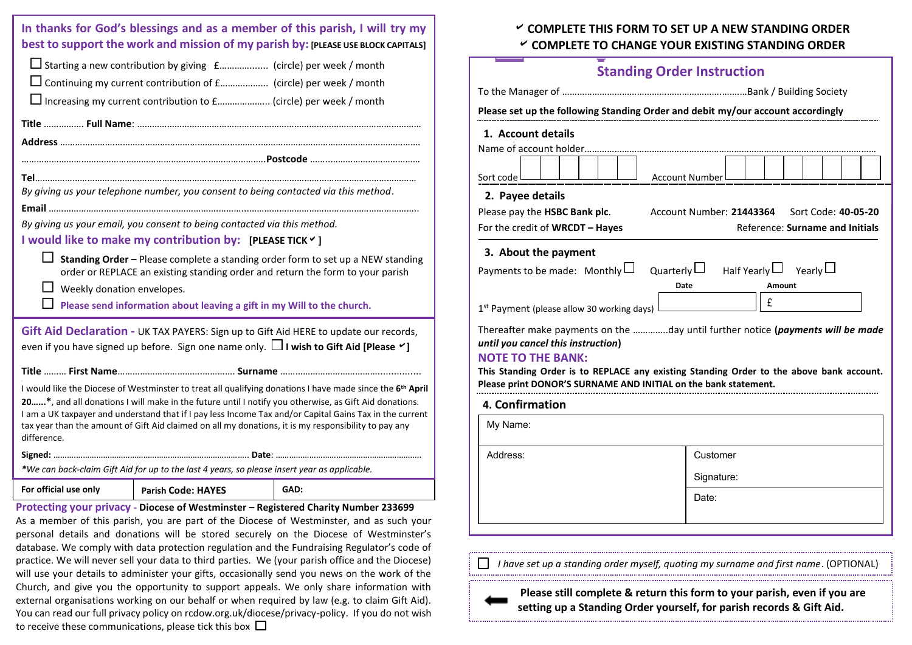**In thanks for God's blessings and as a member of this parish, I will try my best to support the work and mission of my parish by:** [PLEASE USE BLOCK CAPITALS]

- ☐ Starting a new contribution by giving £.................. (circle) per week / month
- ☐ Continuing my current contribution of £.................. (circle) per week / month
- ☐ Increasing my current contribution to £.................... (circle) per week / month

**Title** ................ **Full Name**: ....................................................................................................................

**Address** ..........................................................................................................................................

.............................................................................................**Postcode** ..........................................

**Tel**.....................................................................................................................................................

*By giving us your telephone number, you consent to being contacted via this method*.

**Email** ..............................................................................................................................................

*By giving us your email, you consent to being contacted via this method.*

**I would like to make my contribution by:** [PLEASE TICK ✓]

- ☐ **Standing Order –** Please complete a standing order form to set up a NEW standing order or REPLACE an existing standing order and return the form to your parish
- ☐ Weekly donation envelopes.
- ☐ **Please send information about leaving a gift in my Will to the church.**

**Gift Aid Declaration -** UK TAX PAYERS: Sign up to Gift Aid HERE to update our records, even if you have signed up before. Sign one name only. ☐ **I wish to Gift Aid [Please ✓]**

**Title** ......... **First Name**.............................................. **Surname** ......................................................

I would like the Diocese of Westminster to treat all qualifying donations I have made since the **6th April 20......***, and all donations I will make in the future until I notify you otherwise, as Gift Aid donations. I am a UK taxpayer and understand that if I pay less Income Tax and/or Capital Gains Tax in the current tax year than the amount of Gift Aid claimed on all my donations, it is my responsibility to pay any difference.

**Signed:** ..................................................................................... **Date**: ...............................................................

**We can back-claim Gift Aid for up to the last 4 years, so please insert year as applicable.*

| | | |
|---|---|---|
| **For official use only** | **Parish Code: HAYES** | **GAD:** |

**Protecting your privacy - Diocese of Westminster – Registered Charity Number 233699**

As a member of this parish, you are part of the Diocese of Westminster, and as such your personal details and donations will be stored securely on the Diocese of Westminster's database. We comply with data protection regulation and the Fundraising Regulator's code of practice. We will never sell your data to third parties. We (your parish office and the Diocese) will use your details to administer your gifts, occasionally send you news on the work of the Church, and give you the opportunity to support appeals. We only share information with external organisations working on our behalf or when required by law (e.g. to claim Gift Aid). You can read our full privacy policy on rcdow.org.uk/diocese/privacy-policy. If you do not wish to receive these communications, please tick this box ☐

**✓ COMPLETE THIS FORM TO SET UP A NEW STANDING ORDER**

**✓ COMPLETE TO CHANGE YOUR EXISTING STANDING ORDER**

## Standing Order Instruction

To the Manager of .........................................................................Bank / Building Society

**Please set up the following Standing Order and debit my/our account accordingly**

### 1. Account details

Name of account holder.......................................................................................................

Sort code ☐☐☐☐☐☐ Account Number ☐☐☐☐☐☐☐☐

### 2. Payee details

Please pay the **HSBC Bank plc**. Account Number: **21443364** Sort Code: **40-05-20**

For the credit of **WRCDT – Hayes** Reference: **Surname and Initials**

### 3. About the payment

Payments to be made: Monthly ☐ Quarterly ☐ Half Yearly ☐ Yearly ☐

| | Date | Amount |
|---|---|---|
| 1st Payment (please allow 30 working days) | | £ |

Thereafter make payments on the .............day until further notice (***payments will be made until you cancel this instruction***)

**NOTE TO THE BANK:**

**This Standing Order is to REPLACE any existing Standing Order to the above bank account. Please print DONOR'S SURNAME AND INITIAL on the bank statement.**

### 4. Confirmation

| | |
|---|---|
| My Name: | |
| Address: | Customer Signature: |
| | Date: |

☐ *I have set up a standing order myself, quoting my surname and first name*. (OPTIONAL)

**Please still complete & return this form to your parish, even if you are setting up a Standing Order yourself, for parish records & Gift Aid.**